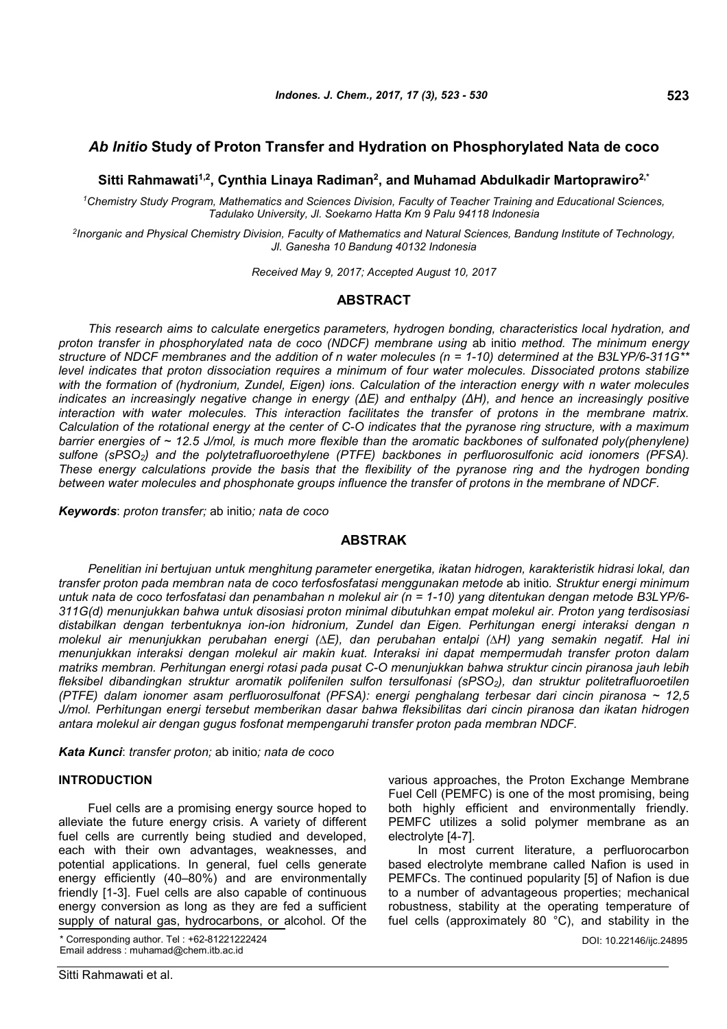# *Ab Initio* Study of Proton Transfer and Hydration on Phosphorylated Nata de coco

**Sitti Rahmawati[1,2], Cynthia Linaya Radiman[2], and Muhamad Abdulkadir Martoprawiro[2,*]**

[1]*Chemistry Study Program, Mathematics and Sciences Division, Faculty of Teacher Training and Educational Sciences, Tadulako University, Jl. Soekarno Hatta Km 9 Palu 94118 Indonesia*

[2]*Inorganic and Physical Chemistry Division, Faculty of Mathematics and Natural Sciences, Bandung Institute of Technology, Jl. Ganesha 10 Bandung 40132 Indonesia*

*Received May 9, 2017; Accepted August 10, 2017*

## ABSTRACT

*This research aims to calculate energetics parameters, hydrogen bonding, characteristics local hydration, and proton transfer in phosphorylated nata de coco (NDCF) membrane using* ab initio *method. The minimum energy structure of NDCF membranes and the addition of n water molecules (n = 1-10) determined at the B3LYP/6-311G\*\* level indicates that proton dissociation requires a minimum of four water molecules. Dissociated protons stabilize with the formation of (hydronium, Zundel, Eigen) ions. Calculation of the interaction energy with n water molecules indicates an increasingly negative change in energy (ΔE) and enthalpy (ΔH), and hence an increasingly positive interaction with water molecules. This interaction facilitates the transfer of protons in the membrane matrix. Calculation of the rotational energy at the center of C-O indicates that the pyranose ring structure, with a maximum barrier energies of ~ 12.5 J/mol, is much more flexible than the aromatic backbones of sulfonated poly(phenylene) sulfone ($sPSO_2$) and the polytetrafluoroethylene (PTFE) backbones in perfluorosulfonic acid ionomers (PFSA). These energy calculations provide the basis that the flexibility of the pyranose ring and the hydrogen bonding between water molecules and phosphonate groups influence the transfer of protons in the membrane of NDCF.*

***Keywords***: *proton transfer;* ab initio*; nata de coco*

## ABSTRAK

*Penelitian ini bertujuan untuk menghitung parameter energetika, ikatan hidrogen, karakteristik hidrasi lokal, dan transfer proton pada membran nata de coco terfosfosfatasi menggunakan metode* ab initio*. Struktur energi minimum untuk nata de coco terfosfatasi dan penambahan n molekul air (n = 1-10) yang ditentukan dengan metode B3LYP/6-311G(d) menunjukkan bahwa untuk disosiasi proton minimal dibutuhkan empat molekul air. Proton yang terdisosiasi distabilkan dengan terbentuknya ion-ion hidronium, Zundel dan Eigen. Perhitungan energi interaksi dengan n molekul air menunjukkan perubahan energi (ΔE), dan perubahan entalpi (ΔH) yang semakin negatif. Hal ini menunjukkan interaksi dengan molekul air makin kuat. Interaksi ini dapat mempermudah transfer proton dalam matriks membran. Perhitungan energi rotasi pada pusat C-O menunjukkan bahwa struktur cincin piranosa jauh lebih fleksibel dibandingkan struktur aromatik polifenilen sulfon tersulfonasi ($sPSO_2$), dan struktur politetrafluoroetilen (PTFE) dalam ionomer asam perfluorosulfonat (PFSA): energi penghalang terbesar dari cincin piranosa ~ 12,5 J/mol. Perhitungan energi tersebut memberikan dasar bahwa fleksibilitas dari cincin piranosa dan ikatan hidrogen antara molekul air dengan gugus fosfonat mempengaruhi transfer proton pada membran NDCF.*

***Kata Kunci***: *transfer proton;* ab initio*; nata de coco*

## INTRODUCTION

Fuel cells are a promising energy source hoped to alleviate the future energy crisis. A variety of different fuel cells are currently being studied and developed, each with their own advantages, weaknesses, and potential applications. In general, fuel cells generate energy efficiently (40–80%) and are environmentally friendly [1-3]. Fuel cells are also capable of continuous energy conversion as long as they are fed a sufficient supply of natural gas, hydrocarbons, or alcohol. Of the various approaches, the Proton Exchange Membrane Fuel Cell (PEMFC) is one of the most promising, being both highly efficient and environmentally friendly. PEMFC utilizes a solid polymer membrane as an electrolyte [4-7].

In most current literature, a perfluorocarbon based electrolyte membrane called Nafion is used in PEMFCs. The continued popularity [5] of Nafion is due to a number of advantageous properties; mechanical robustness, stability at the operating temperature of fuel cells (approximately 80 °C), and stability in the

\* Corresponding author. Tel : +62-81221222424
Email address : muhamad@chem.itb.ac.id

DOI: 10.22146/ijc.24895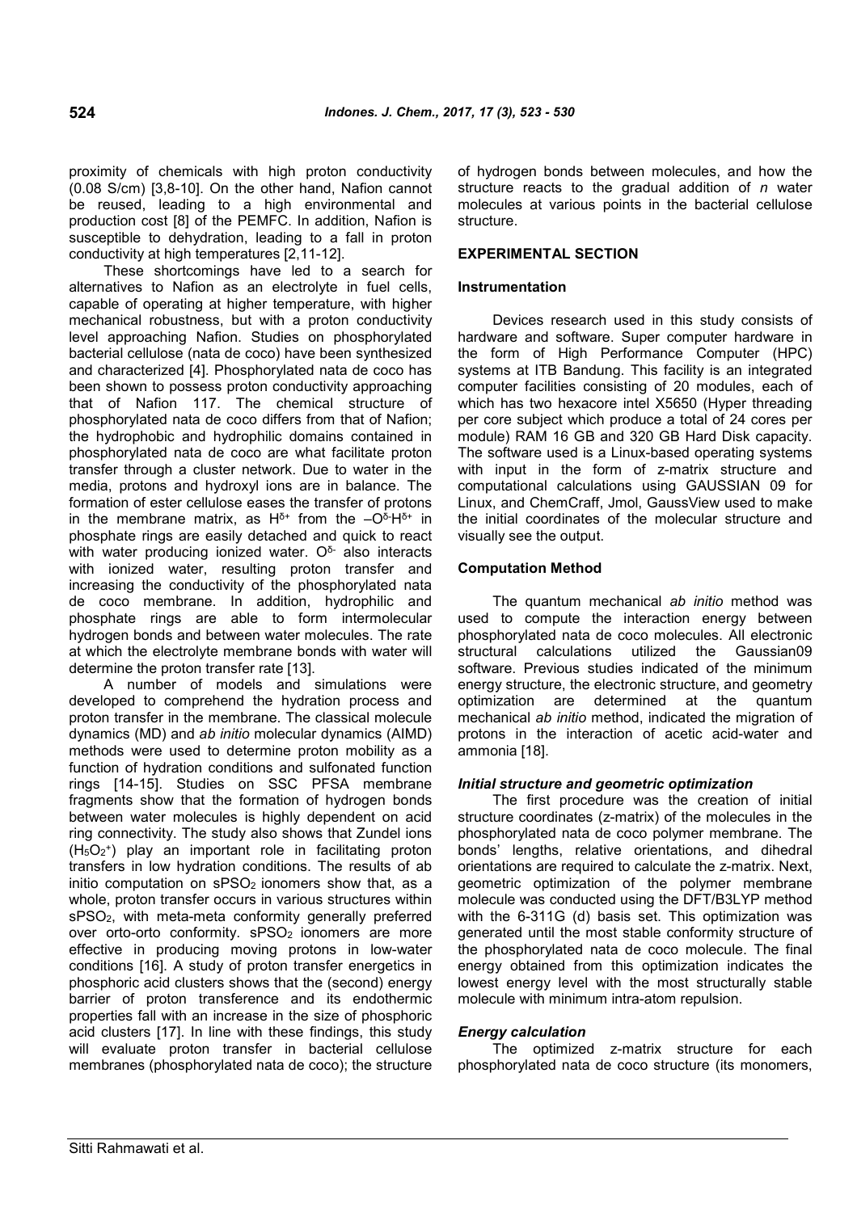proximity of chemicals with high proton conductivity (0.08 S/cm) [3,8-10]. On the other hand, Nafion cannot be reused, leading to a high environmental and production cost [8] of the PEMFC. In addition, Nafion is susceptible to dehydration, leading to a fall in proton conductivity at high temperatures [2,11-12].

These shortcomings have led to a search for alternatives to Nafion as an electrolyte in fuel cells, capable of operating at higher temperature, with higher mechanical robustness, but with a proton conductivity level approaching Nafion. Studies on phosphorylated bacterial cellulose (nata de coco) have been synthesized and characterized [4]. Phosphorylated nata de coco has been shown to possess proton conductivity approaching that of Nafion 117. The chemical structure of phosphorylated nata de coco differs from that of Nafion; the hydrophobic and hydrophilic domains contained in phosphorylated nata de coco are what facilitate proton transfer through a cluster network. Due to water in the media, protons and hydroxyl ions are in balance. The formation of ester cellulose eases the transfer of protons in the membrane matrix, as $H^{\delta+}$ from the $-O^{\delta-}H^{\delta+}$ in phosphate rings are easily detached and quick to react with water producing ionized water. $O^{\delta-}$ also interacts with ionized water, resulting proton transfer and increasing the conductivity of the phosphorylated nata de coco membrane. In addition, hydrophilic and phosphate rings are able to form intermolecular hydrogen bonds and between water molecules. The rate at which the electrolyte membrane bonds with water will determine the proton transfer rate [13].

A number of models and simulations were developed to comprehend the hydration process and proton transfer in the membrane. The classical molecule dynamics (MD) and *ab initio* molecular dynamics (AIMD) methods were used to determine proton mobility as a function of hydration conditions and sulfonated function rings [14-15]. Studies on SSC PFSA membrane fragments show that the formation of hydrogen bonds between water molecules is highly dependent on acid ring connectivity. The study also shows that Zundel ions ($H_5O_2^+$) play an important role in facilitating proton transfers in low hydration conditions. The results of ab initio computation on $sPSO_2$ ionomers show that, as a whole, proton transfer occurs in various structures within $sPSO_2$, with meta-meta conformity generally preferred over orto-orto conformity. $sPSO_2$ ionomers are more effective in producing moving protons in low-water conditions [16]. A study of proton transfer energetics in phosphoric acid clusters shows that the (second) energy barrier of proton transference and its endothermic properties fall with an increase in the size of phosphoric acid clusters [17]. In line with these findings, this study will evaluate proton transfer in bacterial cellulose membranes (phosphorylated nata de coco); the structure of hydrogen bonds between molecules, and how the structure reacts to the gradual addition of *n* water molecules at various points in the bacterial cellulose structure.

## EXPERIMENTAL SECTION

### Instrumentation

Devices research used in this study consists of hardware and software. Super computer hardware in the form of High Performance Computer (HPC) systems at ITB Bandung. This facility is an integrated computer facilities consisting of 20 modules, each of which has two hexacore intel X5650 (Hyper threading per core subject which produce a total of 24 cores per module) RAM 16 GB and 320 GB Hard Disk capacity. The software used is a Linux-based operating systems with input in the form of z-matrix structure and computational calculations using GAUSSIAN 09 for Linux, and ChemCraff, Jmol, GaussView used to make the initial coordinates of the molecular structure and visually see the output.

### Computation Method

The quantum mechanical *ab initio* method was used to compute the interaction energy between phosphorylated nata de coco molecules. All electronic structural calculations utilized the Gaussian09 software. Previous studies indicated of the minimum energy structure, the electronic structure, and geometry optimization are determined at the quantum mechanical *ab initio* method, indicated the migration of protons in the interaction of acetic acid-water and ammonia [18].

#### *Initial structure and geometric optimization*

The first procedure was the creation of initial structure coordinates (z-matrix) of the molecules in the phosphorylated nata de coco polymer membrane. The bonds' lengths, relative orientations, and dihedral orientations are required to calculate the z-matrix. Next, geometric optimization of the polymer membrane molecule was conducted using the DFT/B3LYP method with the 6-311G (d) basis set. This optimization was generated until the most stable conformity structure of the phosphorylated nata de coco molecule. The final energy obtained from this optimization indicates the lowest energy level with the most structurally stable molecule with minimum intra-atom repulsion.

#### *Energy calculation*

The optimized z-matrix structure for each phosphorylated nata de coco structure (its monomers,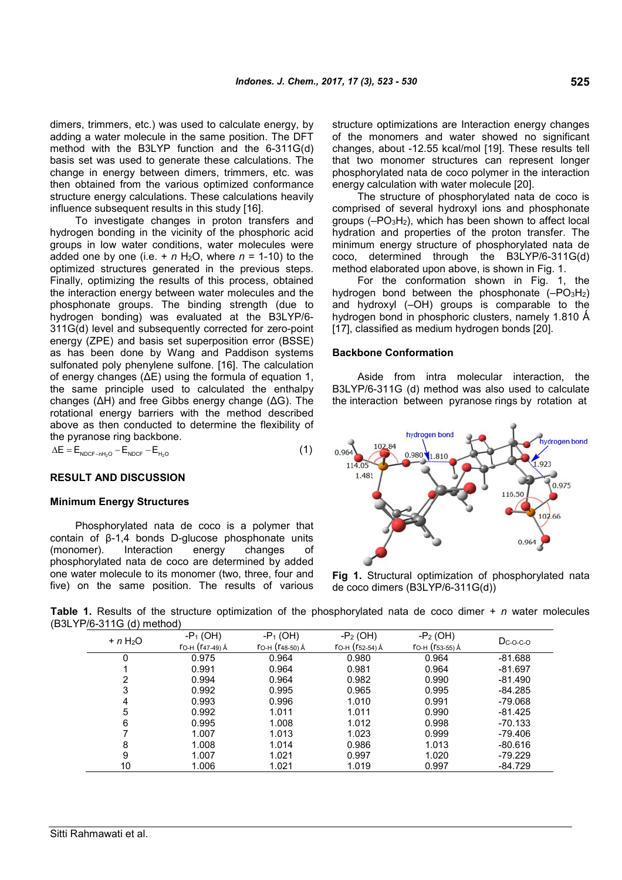dimers, trimmers, etc.) was used to calculate energy, by adding a water molecule in the same position. The DFT method with the B3LYP function and the 6-311G(d) basis set was used to generate these calculations. The change in energy between dimers, trimmers, etc. was then obtained from the various optimized conformance structure energy calculations. These calculations heavily influence subsequent results in this study [16].

To investigate changes in proton transfers and hydrogen bonding in the vicinity of the phosphoric acid groups in low water conditions, water molecules were added one by one (i.e. + $n$ $H_2O$, where $n$ = 1-10) to the optimized structures generated in the previous steps. Finally, optimizing the results of this process, obtained the interaction energy between water molecules and the phosphonate groups. The binding strength (due to hydrogen bonding) was evaluated at the B3LYP/6-311G(d) level and subsequently corrected for zero-point energy (ZPE) and basis set superposition error (BSSE) as has been done by Wang and Paddison systems sulfonated poly phenylene sulfone. [16]. The calculation of energy changes (ΔE) using the formula of equation 1, the same principle used to calculated the enthalpy changes (ΔH) and free Gibbs energy change (ΔG). The rotational energy barriers with the method described above as then conducted to determine the flexibility of the pyranose ring backbone.

$$\Delta E = E_{NDCF-nH_2O} - E_{NDCF} - E_{H_2O} \quad (1)$$

## RESULT AND DISCUSSION

### Minimum Energy Structures

Phosphorylated nata de coco is a polymer that contain of β-1,4 bonds D-glucose phosphonate units (monomer). Interaction energy changes of phosphorylated nata de coco are determined by added one water molecule to its monomer (two, three, four and five) on the same position. The results of various structure optimizations are Interaction energy changes of the monomers and water showed no significant changes, about -12.55 kcal/mol [19]. These results tell that two monomer structures can represent longer phosphorylated nata de coco polymer in the interaction energy calculation with water molecule [20].

The structure of phosphorylated nata de coco is comprised of several hydroxyl ions and phosphonate groups ($-PO_3H_2$), which has been shown to affect local hydration and properties of the proton transfer. The minimum energy structure of phosphorylated nata de coco, determined through the B3LYP/6-311G(d) method elaborated upon above, is shown in Fig. 1.

For the conformation shown in Fig. 1, the hydrogen bond between the phosphonate ($-PO_3H_2$) and hydroxyl ($-OH$) groups is comparable to the hydrogen bond in phosphoric clusters, namely 1.810 Å [17], classified as medium hydrogen bonds [20].

### Backbone Conformation

Aside from intra molecular interaction, the B3LYP/6-311G (d) method was also used to calculate the interaction between pyranose rings by rotation at

**Fig 1.** Structural optimization of phosphorylated nata de coco dimers (B3LYP/6-311G(d))

**Table 1.** Results of the structure optimization of the phosphorylated nata de coco dimer + $n$ water molecules (B3LYP/6-311G (d) method)

| + $n$ $H_2O$ | $-P_1$ (OH) $r_{O-H}$ ($r_{47-49}$) Å | $-P_1$ (OH) $r_{O-H}$ ($r_{48-50}$) Å | $-P_2$ (OH) $r_{O-H}$ ($r_{52-54}$) Å | $-P_2$ (OH) $r_{O-H}$ ($r_{53-55}$) Å | $D_{C-O-C-O}$ |
|---|---|---|---|---|---|
| 0 | 0.975 | 0.964 | 0.980 | 0.964 | -81.688 |
| 1 | 0.991 | 0.964 | 0.981 | 0.964 | -81.697 |
| 2 | 0.994 | 0.964 | 0.982 | 0.990 | -81.490 |
| 3 | 0.992 | 0.995 | 0.965 | 0.995 | -84.285 |
| 4 | 0.993 | 0.996 | 1.010 | 0.991 | -79.068 |
| 5 | 0.992 | 1.011 | 1.011 | 0.990 | -81.425 |
| 6 | 0.995 | 1.008 | 1.012 | 0.998 | -70.133 |
| 7 | 1.007 | 1.013 | 1.023 | 0.999 | -79.406 |
| 8 | 1.008 | 1.014 | 0.986 | 1.013 | -80.616 |
| 9 | 1.007 | 1.021 | 0.997 | 1.020 | -79.229 |
| 10 | 1.006 | 1.021 | 1.019 | 0.997 | -84.729 |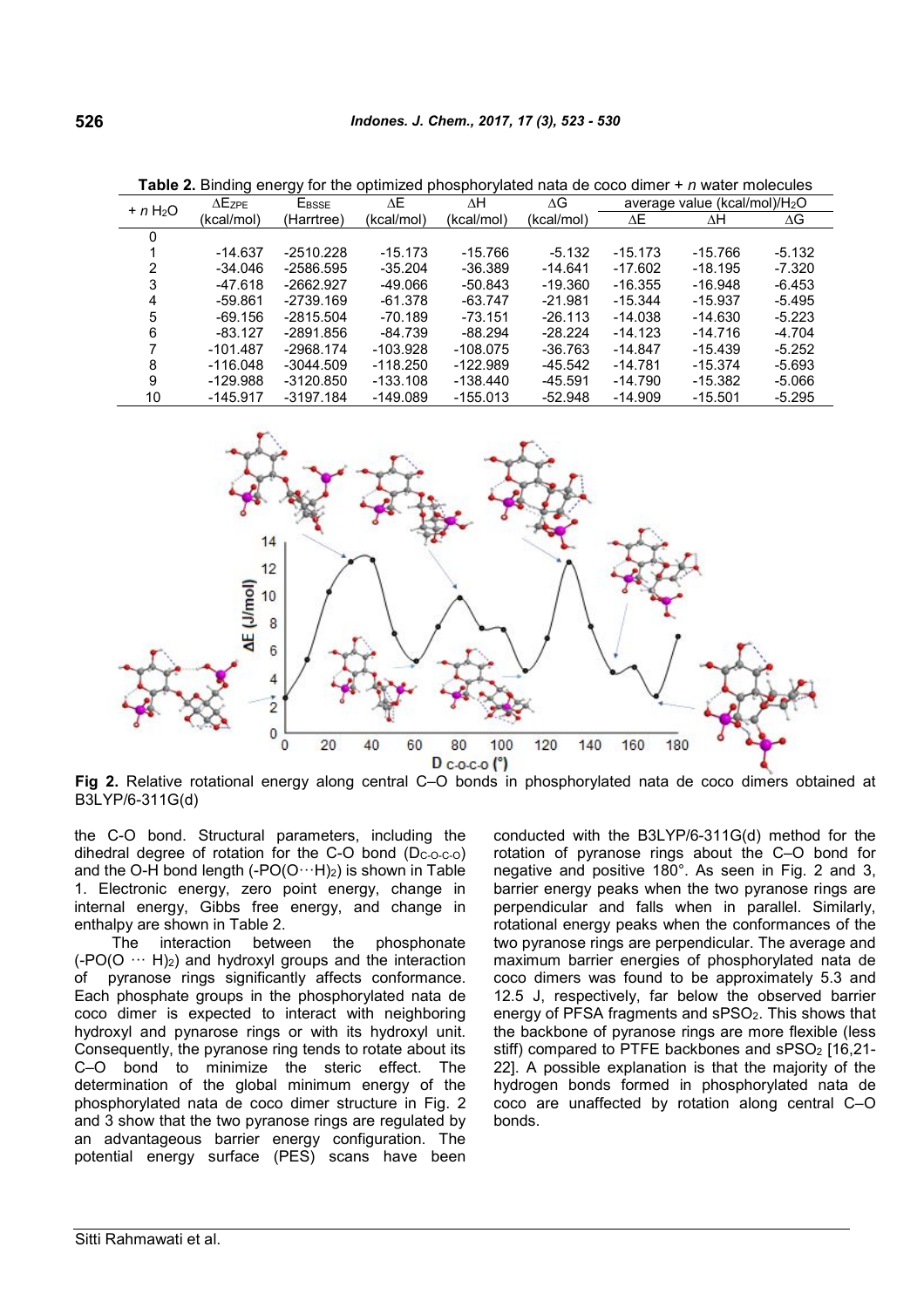**Table 2.** Binding energy for the optimized phosphorylated nata de coco dimer + *n* water molecules

| + *n* $H_2O$ | $\Delta E_{ZPE}$ (kcal/mol) | $E_{BSSE}$ (Harrtree) | ΔE (kcal/mol) | ΔH (kcal/mol) | ΔG (kcal/mol) | average value (kcal/mol)/$H_2O$ | | |
|---|---|---|---|---|---|---|---|---|
| | | | | | | ΔE | ΔH | ΔG |
| 0 | | | | | | | | |
| 1 | -14.637 | -2510.228 | -15.173 | -15.766 | -5.132 | -15.173 | -15.766 | -5.132 |
| 2 | -34.046 | -2586.595 | -35.204 | -36.389 | -14.641 | -17.602 | -18.195 | -7.320 |
| 3 | -47.618 | -2662.927 | -49.066 | -50.843 | -19.360 | -16.355 | -16.948 | -6.453 |
| 4 | -59.861 | -2739.169 | -61.378 | -63.747 | -21.981 | -15.344 | -15.937 | -5.495 |
| 5 | -69.156 | -2815.504 | -70.189 | -73.151 | -26.113 | -14.038 | -14.630 | -5.223 |
| 6 | -83.127 | -2891.856 | -84.739 | -88.294 | -28.224 | -14.123 | -14.716 | -4.704 |
| 7 | -101.487 | -2968.174 | -103.928 | -108.075 | -36.763 | -14.847 | -15.439 | -5.252 |
| 8 | -116.048 | -3044.509 | -118.250 | -122.989 | -45.542 | -14.781 | -15.374 | -5.693 |
| 9 | -129.988 | -3120.850 | -133.108 | -138.440 | -45.591 | -14.790 | -15.382 | -5.066 |
| 10 | -145.917 | -3197.184 | -149.089 | -155.013 | -52.948 | -14.909 | -15.501 | -5.295 |

**Fig 2.** Relative rotational energy along central C–O bonds in phosphorylated nata de coco dimers obtained at B3LYP/6-311G(d)

the C-O bond. Structural parameters, including the dihedral degree of rotation for the C-O bond ($D_{C\text{-}O\text{-}C\text{-}O}$) and the O-H bond length ($\text{-PO(O}\cdots\text{H)}_2$) is shown in Table 1. Electronic energy, zero point energy, change in internal energy, Gibbs free energy, and change in enthalpy are shown in Table 2.

The interaction between the phosphonate ($\text{-PO(O}\cdots\text{H)}_2$) and hydroxyl groups and the interaction of pyranose rings significantly affects conformance. Each phosphate groups in the phosphorylated nata de coco dimer is expected to interact with neighboring hydroxyl and pynarose rings or with its hydroxyl unit. Consequently, the pyranose ring tends to rotate about its C–O bond to minimize the steric effect. The determination of the global minimum energy of the phosphorylated nata de coco dimer structure in Fig. 2 and 3 show that the two pyranose rings are regulated by an advantageous barrier energy configuration. The potential energy surface (PES) scans have been conducted with the B3LYP/6-311G(d) method for the rotation of pyranose rings about the C–O bond for negative and positive 180°. As seen in Fig. 2 and 3, barrier energy peaks when the two pyranose rings are perpendicular and falls when in parallel. Similarly, rotational energy peaks when the conformances of the two pyranose rings are perpendicular. The average and maximum barrier energies of phosphorylated nata de coco dimers was found to be approximately 5.3 and 12.5 J, respectively, far below the observed barrier energy of PFSA fragments and $sPSO_2$. This shows that the backbone of pyranose rings are more flexible (less stiff) compared to PTFE backbones and $sPSO_2$ [16,21-22]. A possible explanation is that the majority of the hydrogen bonds formed in phosphorylated nata de coco are unaffected by rotation along central C–O bonds.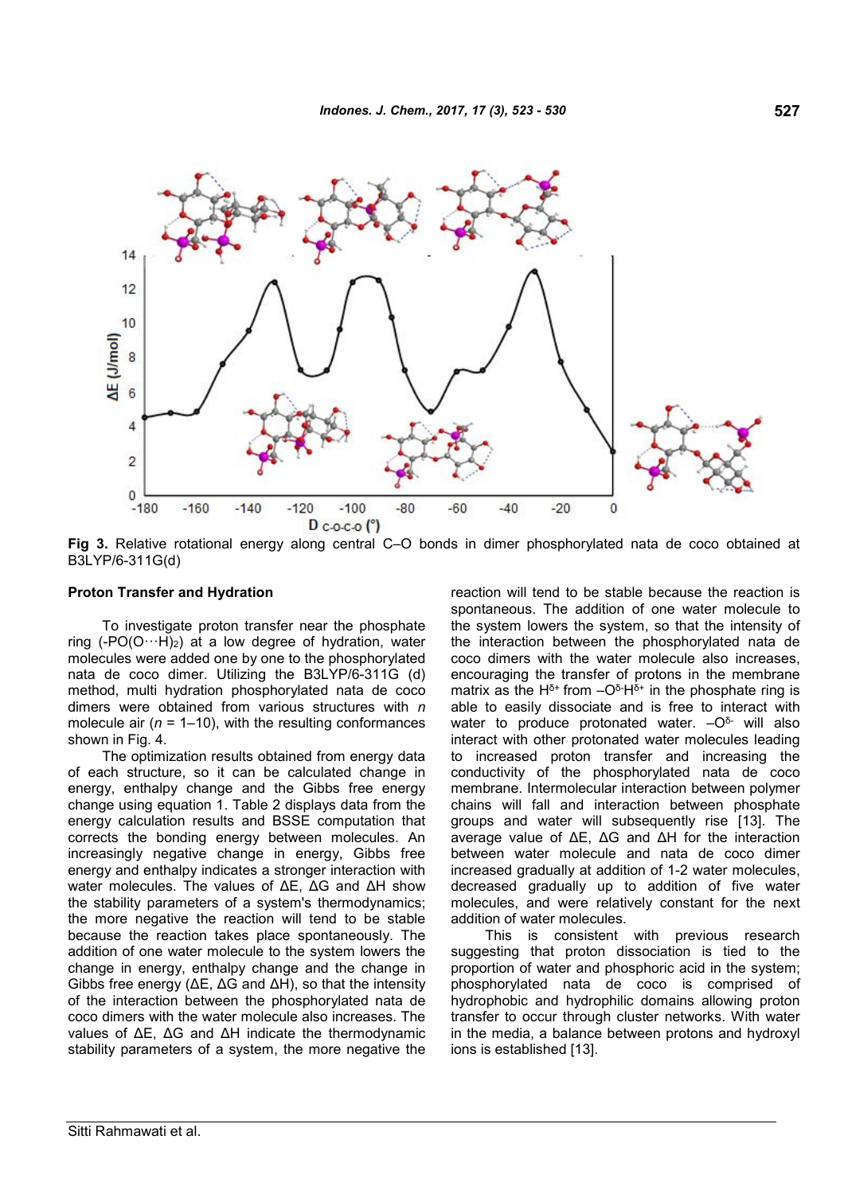**Fig 3.** Relative rotational energy along central C–O bonds in dimer phosphorylated nata de coco obtained at B3LYP/6-311G(d)

### Proton Transfer and Hydration

To investigate proton transfer near the phosphate ring ($-PO(O\cdots H)_2$) at a low degree of hydration, water molecules were added one by one to the phosphorylated nata de coco dimer. Utilizing the B3LYP/6-311G (d) method, multi hydration phosphorylated nata de coco dimers were obtained from various structures with *n* molecule air (*n* = 1–10), with the resulting conformances shown in Fig. 4.

The optimization results obtained from energy data of each structure, so it can be calculated change in energy, enthalpy change and the Gibbs free energy change using equation 1. Table 2 displays data from the energy calculation results and BSSE computation that corrects the bonding energy between molecules. An increasingly negative change in energy, Gibbs free energy and enthalpy indicates a stronger interaction with water molecules. The values of ΔE, ΔG and ΔH show the stability parameters of a system's thermodynamics; the more negative the reaction will tend to be stable because the reaction takes place spontaneously. The addition of one water molecule to the system lowers the change in energy, enthalpy change and the change in Gibbs free energy (ΔE, ΔG and ΔH), so that the intensity of the interaction between the phosphorylated nata de coco dimers with the water molecule also increases. The values of ΔE, ΔG and ΔH indicate the thermodynamic stability parameters of a system, the more negative the reaction will tend to be stable because the reaction is spontaneous. The addition of one water molecule to the system lowers the system, so that the intensity of the interaction between the phosphorylated nata de coco dimers with the water molecule also increases, encouraging the transfer of protons in the membrane matrix as the $H^{\delta+}$ from $-O^{\delta-}H^{\delta+}$ in the phosphate ring is able to easily dissociate and is free to interact with water to produce protonated water. $-O^{\delta-}$ will also interact with other protonated water molecules leading to increased proton transfer and increasing the conductivity of the phosphorylated nata de coco membrane. Intermolecular interaction between polymer chains will fall and interaction between phosphate groups and water will subsequently rise [13]. The average value of ΔE, ΔG and ΔH for the interaction between water molecule and nata de coco dimer increased gradually at addition of 1-2 water molecules, decreased gradually up to addition of five water molecules, and were relatively constant for the next addition of water molecules.

This is consistent with previous research suggesting that proton dissociation is tied to the proportion of water and phosphoric acid in the system; phosphorylated nata de coco is comprised of hydrophobic and hydrophilic domains allowing proton transfer to occur through cluster networks. With water in the media, a balance between protons and hydroxyl ions is established [13].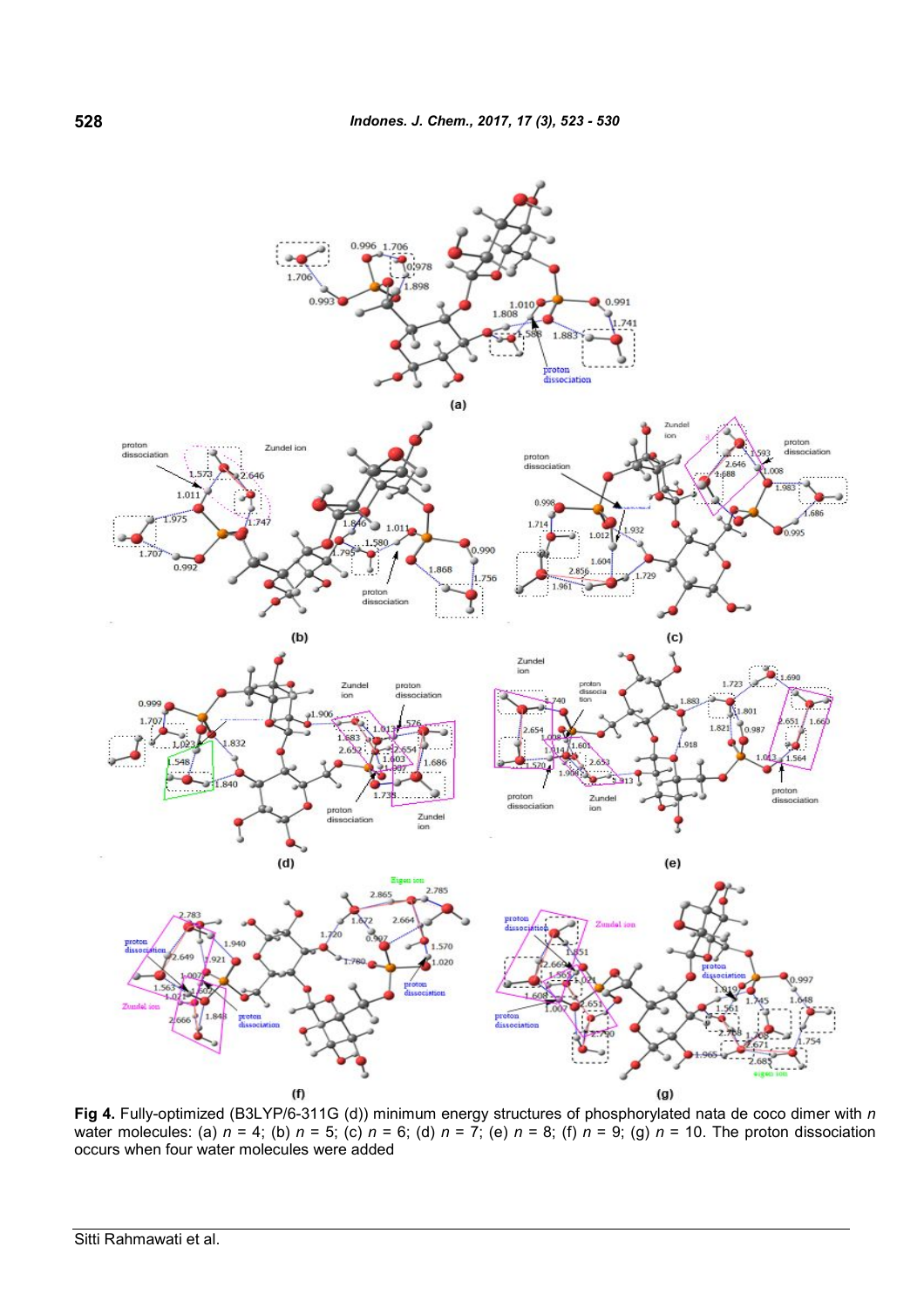**Fig 4.** Fully-optimized (B3LYP/6-311G (d)) minimum energy structures of phosphorylated nata de coco dimer with $n$ water molecules: (a) $n$ = 4; (b) $n$ = 5; (c) $n$ = 6; (d) $n$ = 7; (e) $n$ = 8; (f) $n$ = 9; (g) $n$ = 10. The proton dissociation occurs when four water molecules were added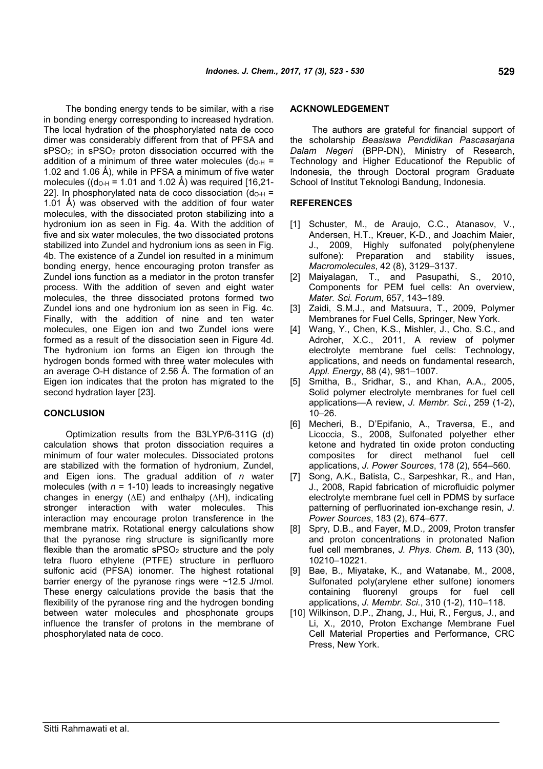The bonding energy tends to be similar, with a rise in bonding energy corresponding to increased hydration. The local hydration of the phosphorylated nata de coco dimer was considerably different from that of PFSA and $sPSO_2$; in $sPSO_2$ proton dissociation occurred with the addition of a minimum of three water molecules ($d_{O-H}$ = 1.02 and 1.06 Ǻ), while in PFSA a minimum of five water molecules (($d_{O-H}$ = 1.01 and 1.02 Ǻ) was required [16,21-22]. In phosphorylated nata de coco dissociation ($d_{O-H}$ = 1.01 Ǻ) was observed with the addition of four water molecules, with the dissociated proton stabilizing into a hydronium ion as seen in Fig. 4a. With the addition of five and six water molecules, the two dissociated protons stabilized into Zundel and hydronium ions as seen in Fig. 4b. The existence of a Zundel ion resulted in a minimum bonding energy, hence encouraging proton transfer as Zundel ions function as a mediator in the proton transfer process. With the addition of seven and eight water molecules, the three dissociated protons formed two Zundel ions and one hydronium ion as seen in Fig. 4c. Finally, with the addition of nine and ten water molecules, one Eigen ion and two Zundel ions were formed as a result of the dissociation seen in Figure 4d. The hydronium ion forms an Eigen ion through the hydrogen bonds formed with three water molecules with an average O-H distance of 2.56 Ǻ. The formation of an Eigen ion indicates that the proton has migrated to the second hydration layer [23].

## CONCLUSION

Optimization results from the B3LYP/6-311G (d) calculation shows that proton dissociation requires a minimum of four water molecules. Dissociated protons are stabilized with the formation of hydronium, Zundel, and Eigen ions. The gradual addition of *n* water molecules (with $n$ = 1-10) leads to increasingly negative changes in energy ($\Delta E$) and enthalpy ($\Delta H$), indicating stronger interaction with water molecules. This interaction may encourage proton transference in the membrane matrix. Rotational energy calculations show that the pyranose ring structure is significantly more flexible than the aromatic $sPSO_2$ structure and the poly tetra fluoro ethylene (PTFE) structure in perfluoro sulfonic acid (PFSA) ionomer. The highest rotational barrier energy of the pyranose rings were ~12.5 J/mol. These energy calculations provide the basis that the flexibility of the pyranose ring and the hydrogen bonding between water molecules and phosphonate groups influence the transfer of protons in the membrane of phosphorylated nata de coco.

## ACKNOWLEDGEMENT

The authors are grateful for financial support of the scholarship *Beasiswa Pendidikan Pascasarjana Dalam Negeri* (BPP-DN), Ministry of Research, Technology and Higher Educationof the Republic of Indonesia, the through Doctoral program Graduate School of Institut Teknologi Bandung, Indonesia.

## REFERENCES

[1] Schuster, M., de Araujo, C.C., Atanasov, V., Andersen, H.T., Kreuer, K-D., and Joachim Maier, J., 2009, Highly sulfonated poly(phenylene sulfone): Preparation and stability issues, *Macromolecules*, 42 (8), 3129–3137.

[2] Maiyalagan, T., and Pasupathi, S., 2010, Components for PEM fuel cells: An overview, *Mater. Sci. Forum*, 657, 143–189.

[3] Zaidi, S.M.J., and Matsuura, T., 2009, Polymer Membranes for Fuel Cells, Springer, New York.

[4] Wang, Y., Chen, K.S., Mishler, J., Cho, S.C., and Adroher, X.C., 2011, A review of polymer electrolyte membrane fuel cells: Technology, applications, and needs on fundamental research, *Appl. Energy*, 88 (4), 981–1007.

[5] Smitha, B., Sridhar, S., and Khan, A.A., 2005, Solid polymer electrolyte membranes for fuel cell applications—A review, *J. Membr. Sci.*, 259 (1-2), 10–26.

[6] Mecheri, B., D'Epifanio, A., Traversa, E., and Licoccia, S., 2008, Sulfonated polyether ether ketone and hydrated tin oxide proton conducting composites for direct methanol fuel cell applications, *J. Power Sources*, 178 (2)*,* 554–560.

[7] Song, A.K., Batista, C., Sarpeshkar, R., and Han, J., 2008, Rapid fabrication of microfluidic polymer electrolyte membrane fuel cell in PDMS by surface patterning of perfluorinated ion-exchange resin, *J. Power Sources*, 183 (2), 674–677.

[8] Spry, D.B., and Fayer, M.D., 2009, Proton transfer and proton concentrations in protonated Nafion fuel cell membranes, *J. Phys. Chem. B*, 113 (30), 10210–10221.

[9] Bae, B., Miyatake, K., and Watanabe, M., 2008, Sulfonated poly(arylene ether sulfone) ionomers containing fluorenyl groups for fuel cell applications, *J. Membr. Sci.*, 310 (1-2), 110–118.

[10] Wilkinson, D.P., Zhang, J., Hui, R., Fergus, J., and Li, X., 2010, Proton Exchange Membrane Fuel Cell Material Properties and Performance, CRC Press, New York.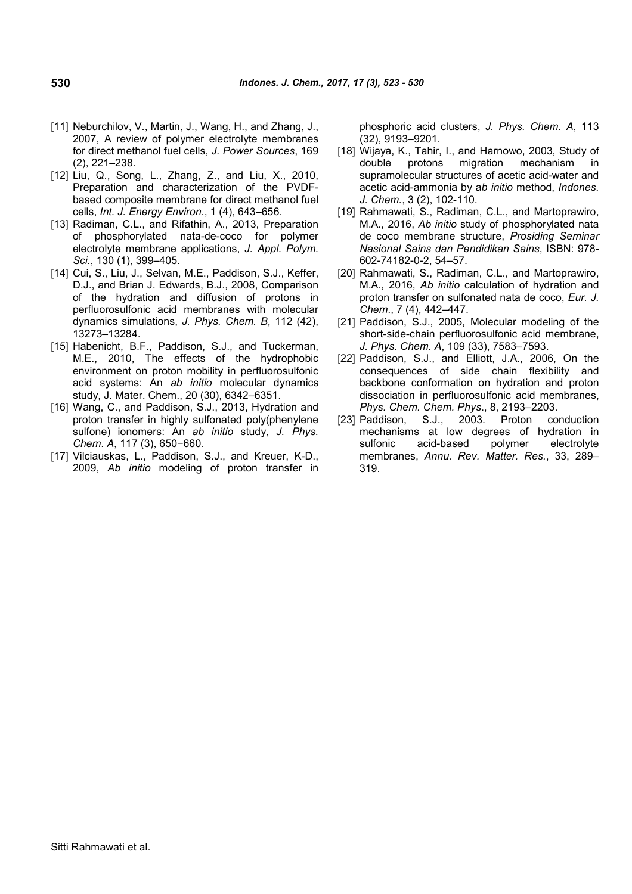[11] Neburchilov, V., Martin, J., Wang, H., and Zhang, J., 2007, A review of polymer electrolyte membranes for direct methanol fuel cells, *J. Power Sources*, 169 (2), 221–238.

[12] Liu, Q., Song, L., Zhang, Z., and Liu, X., 2010, Preparation and characterization of the PVDF-based composite membrane for direct methanol fuel cells, *Int. J. Energy Environ.*, 1 (4), 643–656.

[13] Radiman, C.L., and Rifathin, A., 2013, Preparation of phosphorylated nata-de-coco for polymer electrolyte membrane applications, *J. Appl. Polym. Sci.*, 130 (1), 399–405.

[14] Cui, S., Liu, J., Selvan, M.E., Paddison, S.J., Keffer, D.J., and Brian J. Edwards, B.J., 2008, Comparison of the hydration and diffusion of protons in perfluorosulfonic acid membranes with molecular dynamics simulations, *J. Phys. Chem. B*, 112 (42), 13273–13284.

[15] Habenicht, B.F., Paddison, S.J., and Tuckerman, M.E., 2010, The effects of the hydrophobic environment on proton mobility in perfluorosulfonic acid systems: An *ab initio* molecular dynamics study, J. Mater. Chem., 20 (30), 6342–6351.

[16] Wang, C., and Paddison, S.J., 2013, Hydration and proton transfer in highly sulfonated poly(phenylene sulfone) ionomers: An *ab initio* study, *J. Phys. Chem. A*, 117 (3), 650−660.

[17] Vilciauskas, L., Paddison, S.J., and Kreuer, K-D., 2009, *Ab initio* modeling of proton transfer in phosphoric acid clusters, *J. Phys. Chem. A*, 113 (32), 9193–9201.

[18] Wijaya, K., Tahir, I., and Harnowo, 2003, Study of double protons migration mechanism in supramolecular structures of acetic acid-water and acetic acid-ammonia by a*b initio* method, *Indones. J. Chem.*, 3 (2), 102-110.

[19] Rahmawati, S., Radiman, C.L., and Martoprawiro, M.A., 2016, *Ab initio* study of phosphorylated nata de coco membrane structure, *Prosiding Seminar Nasional Sains dan Pendidikan Sains*, ISBN: 978-602-74182-0-2, 54–57.

[20] Rahmawati, S., Radiman, C.L., and Martoprawiro, M.A., 2016, *Ab initio* calculation of hydration and proton transfer on sulfonated nata de coco, *Eur. J. Chem*., 7 (4), 442–447.

[21] Paddison, S.J., 2005, Molecular modeling of the short-side-chain perfluorosulfonic acid membrane, *J. Phys. Chem. A*, 109 (33), 7583–7593.

[22] Paddison, S.J., and Elliott, J.A., 2006, On the consequences of side chain flexibility and backbone conformation on hydration and proton dissociation in perfluorosulfonic acid membranes, *Phys. Chem. Chem. Phys*., 8, 2193–2203.

[23] Paddison, S.J., 2003. Proton conduction mechanisms at low degrees of hydration in sulfonic acid-based polymer electrolyte membranes, *Annu. Rev. Matter. Res.*, 33, 289–319.